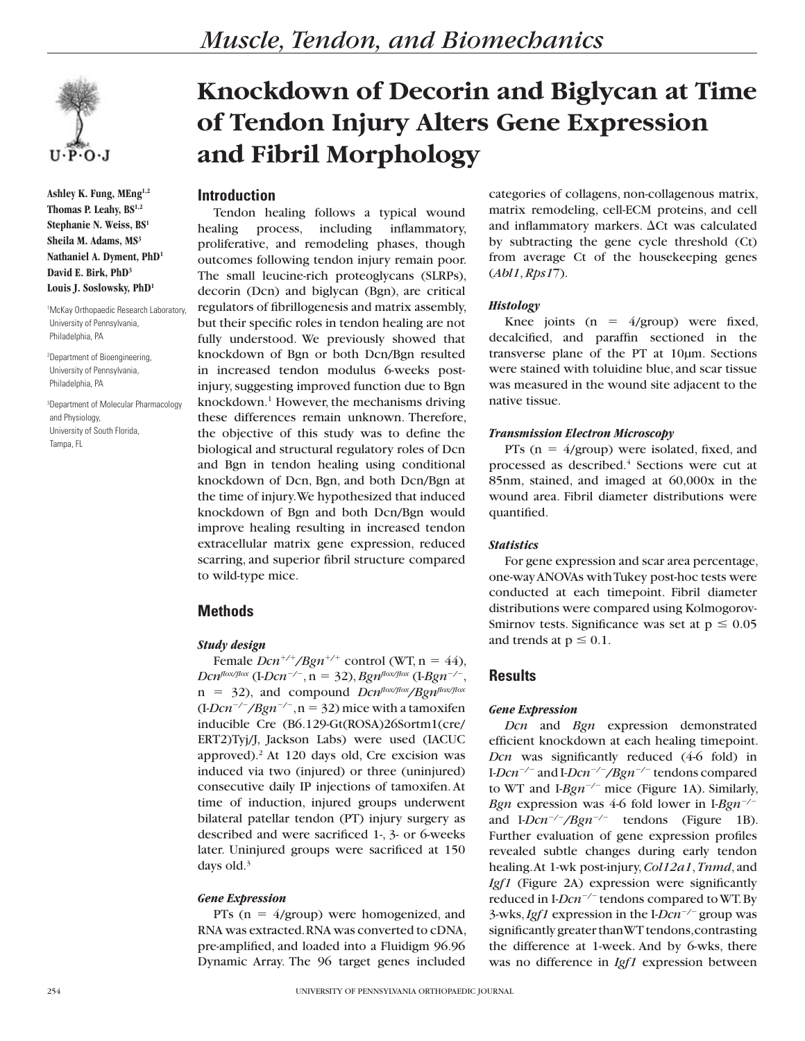# Knockdown of Decorin and Biglycan at Time of Tendon Injury Alters Gene Expression and Fibril Morphology

Ashley K. Fung, MEng[1,2]
Thomas P. Leahy, BS[1,2]
Stephanie N. Weiss, BS[1]
Sheila M. Adams, MS[3]
Nathaniel A. Dyment, PhD[1]
David E. Birk, PhD[3]
Louis J. Soslowsky, PhD[1]

[1]McKay Orthopaedic Research Laboratory, University of Pennsylvania, Philadelphia, PA

[2]Department of Bioengineering, University of Pennsylvania, Philadelphia, PA

[3]Department of Molecular Pharmacology and Physiology, University of South Florida, Tampa, FL

## Introduction

Tendon healing follows a typical wound healing process, including inflammatory, proliferative, and remodeling phases, though outcomes following tendon injury remain poor. The small leucine-rich proteoglycans (SLRPs), decorin (Dcn) and biglycan (Bgn), are critical regulators of fibrillogenesis and matrix assembly, but their specific roles in tendon healing are not fully understood. We previously showed that knockdown of Bgn or both Dcn/Bgn resulted in increased tendon modulus 6-weeks post-injury, suggesting improved function due to Bgn knockdown.[1] However, the mechanisms driving these differences remain unknown. Therefore, the objective of this study was to define the biological and structural regulatory roles of Dcn and Bgn in tendon healing using conditional knockdown of Dcn, Bgn, and both Dcn/Bgn at the time of injury. We hypothesized that induced knockdown of Bgn and both Dcn/Bgn would improve healing resulting in increased tendon extracellular matrix gene expression, reduced scarring, and superior fibril structure compared to wild-type mice.

## Methods

### *Study design*

Female *Dcn*$^{+/+}$/*Bgn*$^{+/+}$ control (WT, n = 44), *Dcn*$^{flox/flox}$ (I-*Dcn*$^{-/-}$, n = 32), *Bgn*$^{flox/flox}$ (I-*Bgn*$^{-/-}$, n = 32), and compound *Dcn*$^{flox/flox}$/*Bgn*$^{flox/flox}$ (I-*Dcn*$^{-/-}$/*Bgn*$^{-/-}$, n = 32) mice with a tamoxifen inducible Cre (B6.129-Gt(ROSA)26Sortm1(cre/ERT2)Tyj/J, Jackson Labs) were used (IACUC approved).[2] At 120 days old, Cre excision was induced via two (injured) or three (uninjured) consecutive daily IP injections of tamoxifen. At time of induction, injured groups underwent bilateral patellar tendon (PT) injury surgery as described and were sacrificed 1-, 3- or 6-weeks later. Uninjured groups were sacrificed at 150 days old.[3]

### *Gene Expression*

PTs (n = 4/group) were homogenized, and RNA was extracted. RNA was converted to cDNA, pre-amplified, and loaded into a Fluidigm 96.96 Dynamic Array. The 96 target genes included categories of collagens, non-collagenous matrix, matrix remodeling, cell-ECM proteins, and cell and inflammatory markers. ΔCt was calculated by subtracting the gene cycle threshold (Ct) from average Ct of the housekeeping genes (*Abl1*, *Rps17*).

### *Histology*

Knee joints (n = 4/group) were fixed, decalcified, and paraffin sectioned in the transverse plane of the PT at 10μm. Sections were stained with toluidine blue, and scar tissue was measured in the wound site adjacent to the native tissue.

### *Transmission Electron Microscopy*

PTs (n = 4/group) were isolated, fixed, and processed as described.[4] Sections were cut at 85nm, stained, and imaged at 60,000x in the wound area. Fibril diameter distributions were quantified.

### *Statistics*

For gene expression and scar area percentage, one-way ANOVAs with Tukey post-hoc tests were conducted at each timepoint. Fibril diameter distributions were compared using Kolmogorov-Smirnov tests. Significance was set at $p \leq 0.05$ and trends at $p \leq 0.1$.

## Results

### *Gene Expression*

*Dcn* and *Bgn* expression demonstrated efficient knockdown at each healing timepoint. *Dcn* was significantly reduced (4-6 fold) in I-*Dcn*$^{-/-}$ and I-*Dcn*$^{-/-}$/*Bgn*$^{-/-}$ tendons compared to WT and I-*Bgn*$^{-/-}$ mice (Figure 1A). Similarly, *Bgn* expression was 4-6 fold lower in I-*Bgn*$^{-/-}$ and I-*Dcn*$^{-/-}$/*Bgn*$^{-/-}$ tendons (Figure 1B). Further evaluation of gene expression profiles revealed subtle changes during early tendon healing. At 1-wk post-injury, *Col12a1*, *Tnmd*, and *Igf1* (Figure 2A) expression were significantly reduced in I-*Dcn*$^{-/-}$ tendons compared to WT. By 3-wks, *Igf1* expression in the I-*Dcn*$^{-/-}$ group was significantly greater than WT tendons, contrasting the difference at 1-week. And by 6-wks, there was no difference in *Igf1* expression between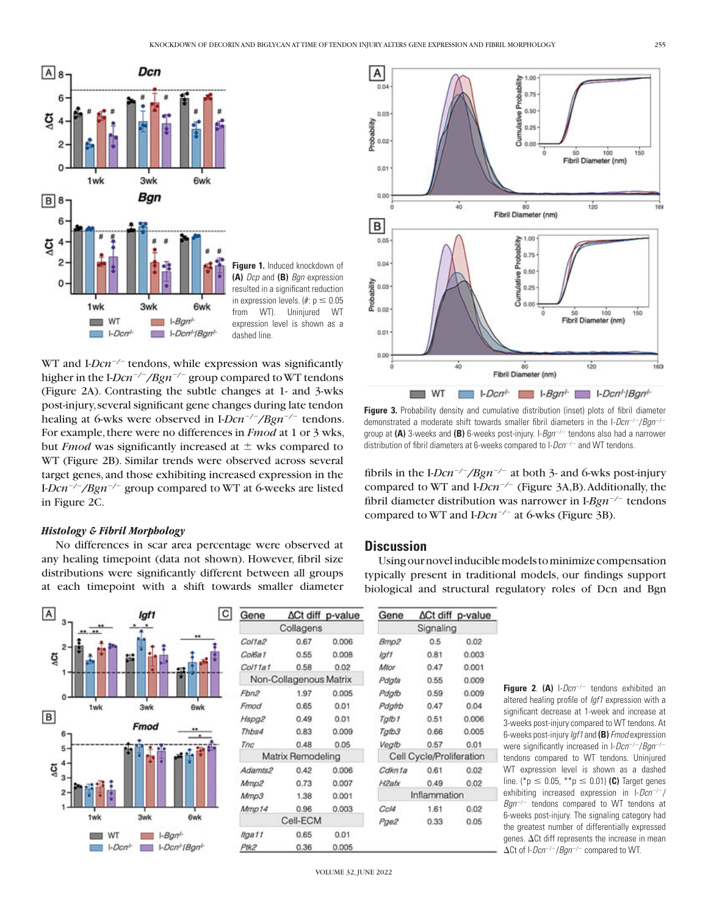**Figure 1.** Induced knockdown of **(A)** *Dcp* and **(B)** *Bgn* expression resulted in a significant reduction in expression levels. (#: p ≤ 0.05 from WT). Uninjured WT expression level is shown as a dashed line.

WT and I-*Dcn*$^{-/-}$ tendons, while expression was significantly higher in the I-*Dcn*$^{-/-}$/*Bgn*$^{-/-}$ group compared to WT tendons (Figure 2A). Contrasting the subtle changes at 1- and 3-wks post-injury, several significant gene changes during late tendon healing at 6-wks were observed in I-*Dcn*$^{-/-}$/*Bgn*$^{-/-}$ tendons. For example, there were no differences in *Fmod* at 1 or 3 wks, but *Fmod* was significantly increased at ± wks compared to WT (Figure 2B). Similar trends were observed across several target genes, and those exhibiting increased expression in the I-*Dcn*$^{-/-}$/*Bgn*$^{-/-}$ group compared to WT at 6-weeks are listed in Figure 2C.

### *Histology & Fibril Morphology*

No differences in scar area percentage were observed at any healing timepoint (data not shown). However, fibril size distributions were significantly different between all groups at each timepoint with a shift towards smaller diameter fibrils in the I-*Dcn*$^{-/-}$/*Bgn*$^{-/-}$ at both 3- and 6-wks post-injury compared to WT and I-*Dcn*$^{-/-}$ (Figure 3A,B). Additionally, the fibril diameter distribution was narrower in I-*Bgn*$^{-/-}$ tendons compared to WT and I-*Dcn*$^{-/-}$ at 6-wks (Figure 3B).

**Figure 3.** Probability density and cumulative distribution (inset) plots of fibril diameter demonstrated a moderate shift towards smaller fibril diameters in the I-*Dcn*$^{-/-}$/*Bgn*$^{-/-}$ group at **(A)** 3-weeks and **(B)** 6-weeks post-injury. I-*Bgn*$^{-/-}$ tendons also had a narrower distribution of fibril diameters at 6-weeks compared to I-*Dcn*$^{-/-}$ and WT tendons.

## Discussion

Using our novel inducible models to minimize compensation typically present in traditional models, our findings support biological and structural regulatory roles of Dcn and Bgn

| Gene | ΔCt diff | p-value |
|---|---|---|
| **Collagens** | | |
| *Col1a2* | 0.67 | 0.006 |
| *Col6a1* | 0.55 | 0.008 |
| *Col11a1* | 0.58 | 0.02 |
| **Non-Collagenous Matrix** | | |
| *Fbn2* | 1.97 | 0.005 |
| *Fmod* | 0.65 | 0.01 |
| *Hspg2* | 0.49 | 0.01 |
| *Thbs4* | 0.83 | 0.009 |
| *Tnc* | 0.48 | 0.05 |
| **Matrix Remodeling** | | |
| *Adamts2* | 0.42 | 0.006 |
| *Mmp2* | 0.73 | 0.007 |
| *Mmp3* | 1.38 | 0.001 |
| *Mmp14* | 0.96 | 0.003 |
| **Cell-ECM** | | |
| *Itga11* | 0.65 | 0.01 |
| *Ptk2* | 0.36 | 0.005 |

| Gene | ΔCt diff | p-value |
|---|---|---|
| **Signaling** | | |
| *Bmp2* | 0.5 | 0.02 |
| *Igf1* | 0.81 | 0.003 |
| *Mtor* | 0.47 | 0.001 |
| *Pdgfa* | 0.55 | 0.009 |
| *Pdgfb* | 0.59 | 0.009 |
| *Pdgfrb* | 0.47 | 0.04 |
| *Tgfb1* | 0.51 | 0.006 |
| *Tgfb3* | 0.66 | 0.005 |
| *Vegfb* | 0.57 | 0.01 |
| **Cell Cycle/Proliferation** | | |
| *Cdkn1a* | 0.61 | 0.02 |
| *H2afx* | 0.49 | 0.02 |
| **Inflammation** | | |
| *Ccl4* | 1.61 | 0.02 |
| *Pge2* | 0.33 | 0.05 |

**Figure 2.** **(A)** I-*Dcn*$^{-/-}$ tendons exhibited an altered healing profile of *Igf1* expression with a significant decrease at 1-week and increase at 3-weeks post-injury compared to WT tendons. At 6-weeks post-injury *Igf1* and **(B)** *Fmod* expression were significantly increased in I-*Dcn*$^{-/-}$/*Bgn*$^{-/-}$ tendons compared to WT tendons. Uninjured WT expression level is shown as a dashed line. (*p ≤ 0.05, **p ≤ 0.01) **(C)** Target genes exhibiting increased expression in I-*Dcn*$^{-/-}$/*Bgn*$^{-/-}$ tendons compared to WT tendons at 6-weeks post-injury. The signaling category had the greatest number of differentially expressed genes. ΔCt diff represents the increase in mean ΔCt of I-*Dcn*$^{-/-}$/*Bgn*$^{-/-}$ compared to WT.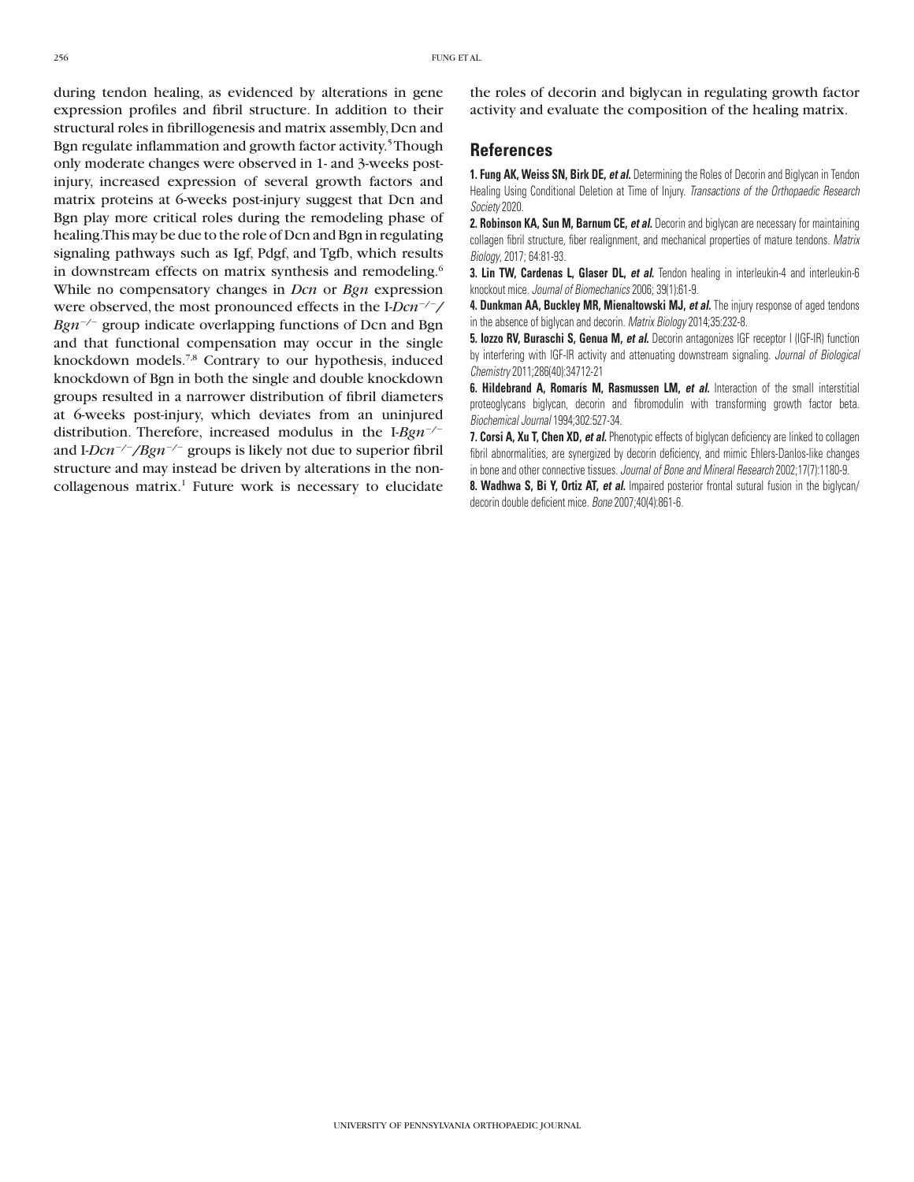during tendon healing, as evidenced by alterations in gene expression profiles and fibril structure. In addition to their structural roles in fibrillogenesis and matrix assembly, Dcn and Bgn regulate inflammation and growth factor activity.[5] Though only moderate changes were observed in 1- and 3-weeks post-injury, increased expression of several growth factors and matrix proteins at 6-weeks post-injury suggest that Dcn and Bgn play more critical roles during the remodeling phase of healing. This may be due to the role of Dcn and Bgn in regulating signaling pathways such as Igf, Pdgf, and Tgfb, which results in downstream effects on matrix synthesis and remodeling.[6] While no compensatory changes in *Dcn* or *Bgn* expression were observed, the most pronounced effects in the I-$Dcn^{-/-}$/$Bgn^{-/-}$ group indicate overlapping functions of Dcn and Bgn and that functional compensation may occur in the single knockdown models.[7,8] Contrary to our hypothesis, induced knockdown of Bgn in both the single and double knockdown groups resulted in a narrower distribution of fibril diameters at 6-weeks post-injury, which deviates from an uninjured distribution. Therefore, increased modulus in the I-$Bgn^{-/-}$ and I-$Dcn^{-/-}$/$Bgn^{-/-}$ groups is likely not due to superior fibril structure and may instead be driven by alterations in the non-collagenous matrix.[1] Future work is necessary to elucidate the roles of decorin and biglycan in regulating growth factor activity and evaluate the composition of the healing matrix.

## References

**1. Fung AK, Weiss SN, Birk DE, *et al.*** Determining the Roles of Decorin and Biglycan in Tendon Healing Using Conditional Deletion at Time of Injury. *Transactions of the Orthopaedic Research Society* 2020.

**2. Robinson KA, Sun M, Barnum CE, *et al.*** Decorin and biglycan are necessary for maintaining collagen fibril structure, fiber realignment, and mechanical properties of mature tendons. *Matrix Biology*, 2017; 64:81-93.

**3. Lin TW, Cardenas L, Glaser DL, *et al.*** Tendon healing in interleukin-4 and interleukin-6 knockout mice. *Journal of Biomechanics* 2006; 39(1):61-9.

**4. Dunkman AA, Buckley MR, Mienaltowski MJ, *et al.*** The injury response of aged tendons in the absence of biglycan and decorin. *Matrix Biology* 2014;35:232-8.

**5. Iozzo RV, Buraschi S, Genua M, *et al.*** Decorin antagonizes IGF receptor I (IGF-IR) function by interfering with IGF-IR activity and attenuating downstream signaling. *Journal of Biological Chemistry* 2011;286(40):34712-21

**6. Hildebrand A, Romarís M, Rasmussen LM, *et al.*** Interaction of the small interstitial proteoglycans biglycan, decorin and fibromodulin with transforming growth factor beta. *Biochemical Journal* 1994;302:527-34.

**7. Corsi A, Xu T, Chen XD, *et al.*** Phenotypic effects of biglycan deficiency are linked to collagen fibril abnormalities, are synergized by decorin deficiency, and mimic Ehlers-Danlos-like changes in bone and other connective tissues. *Journal of Bone and Mineral Research* 2002;17(7):1180-9.

**8. Wadhwa S, Bi Y, Ortiz AT, *et al.*** Impaired posterior frontal sutural fusion in the biglycan/decorin double deficient mice. *Bone* 2007;40(4):861-6.